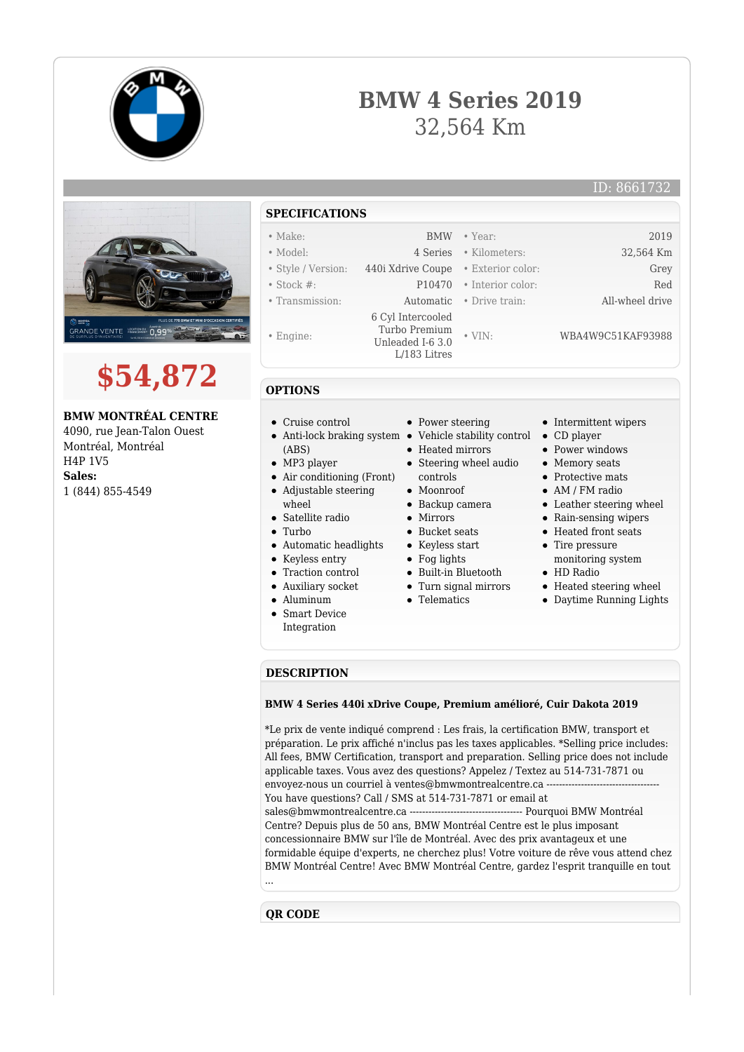# BMW 4 Series 2019

32,564 Km

ID: 8661732

# $54,872

**BMW MONTRÉAL CENTRE**
4090, rue Jean-Talon Ouest
Montréal, Montréal
H4P 1V5
**Sales:**
1 (844) 855-4549

## SPECIFICATIONS

| | | | |
|---|---|---|---|
| • Make: | BMW | • Year: | 2019 |
| • Model: | 4 Series | • Kilometers: | 32,564 Km |
| • Style / Version: | 440i Xdrive Coupe | • Exterior color: | Grey |
| • Stock #: | P10470 | • Interior color: | Red |
| • Transmission: | Automatic | • Drive train: | All-wheel drive |
| • Engine: | 6 Cyl Intercooled Turbo Premium Unleaded I-6 3.0 L/183 Litres | • VIN: | WBA4W9C51KAF93988 |

## OPTIONS

- Cruise control
- Anti-lock braking system (ABS)
- MP3 player
- Air conditioning (Front)
- Adjustable steering wheel
- Satellite radio
- Turbo
- Automatic headlights
- Keyless entry
- Traction control
- Auxiliary socket
- Aluminum
- Smart Device Integration
- Power steering
- Vehicle stability control
- Heated mirrors
- Steering wheel audio controls
- Moonroof
- Backup camera
- Mirrors
- Bucket seats
- Keyless start
- Fog lights
- Built-in Bluetooth
- Turn signal mirrors
- Telematics
- Intermittent wipers
- CD player
- Power windows
- Memory seats
- Protective mats
- AM / FM radio
- Leather steering wheel
- Rain-sensing wipers
- Heated front seats
- Tire pressure monitoring system
- HD Radio
- Heated steering wheel
- Daytime Running Lights

## DESCRIPTION

**BMW 4 Series 440i xDrive Coupe, Premium amélioré, Cuir Dakota 2019**

*Le prix de vente indiqué comprend : Les frais, la certification BMW, transport et préparation. Le prix affiché n'inclus pas les taxes applicables. *Selling price includes: All fees, BMW Certification, transport and preparation. Selling price does not include applicable taxes. Vous avez des questions? Appelez / Textez au 514-731-7871 ou envoyez-nous un courriel à ventes@bmwmontrealcentre.ca ------------------------------------ You have questions? Call / SMS at 514-731-7871 or email at sales@bmwmontrealcentre.ca ------------------------------------ Pourquoi BMW Montréal Centre? Depuis plus de 50 ans, BMW Montréal Centre est le plus imposant concessionnaire BMW sur l'île de Montréal. Avec des prix avantageux et une formidable équipe d'experts, ne cherchez plus! Votre voiture de rêve vous attend chez BMW Montréal Centre! Avec BMW Montréal Centre, gardez l'esprit tranquille en tout ...

## QR CODE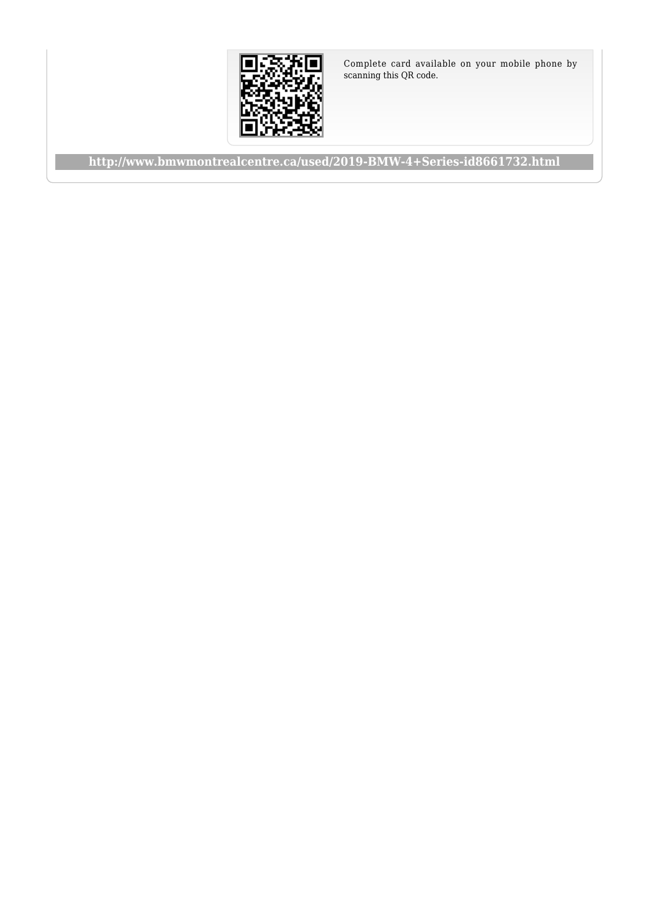Complete card available on your mobile phone by scanning this QR code.

**http://www.bmwmontrealcentre.ca/used/2019-BMW-4+Series-id8661732.html**